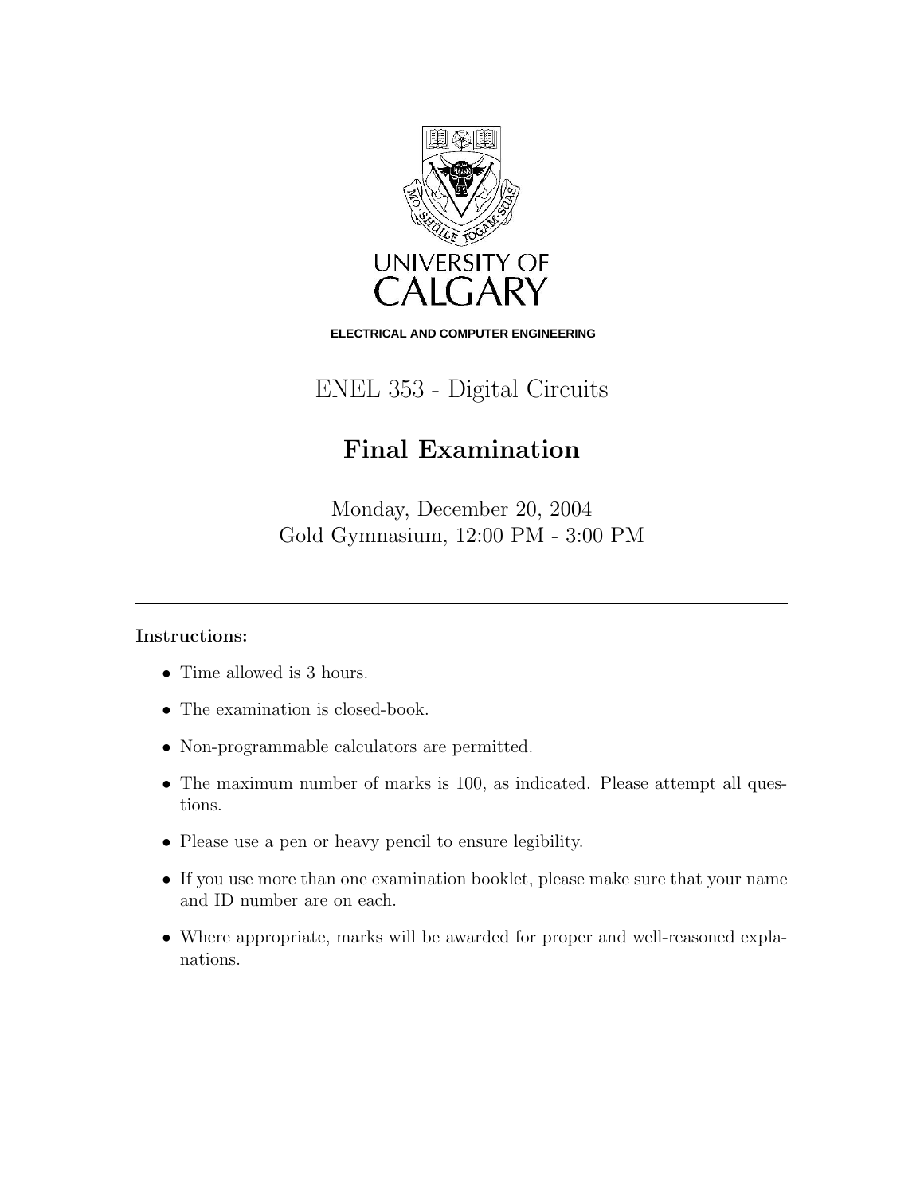UNIVERSITY OF CALGARY

**ELECTRICAL AND COMPUTER ENGINEERING**

# ENEL 353 - Digital Circuits

## Final Examination

Monday, December 20, 2004
Gold Gymnasium, 12:00 PM - 3:00 PM

---

**Instructions:**

- Time allowed is 3 hours.
- The examination is closed-book.
- Non-programmable calculators are permitted.
- The maximum number of marks is 100, as indicated. Please attempt all questions.
- Please use a pen or heavy pencil to ensure legibility.
- If you use more than one examination booklet, please make sure that your name and ID number are on each.
- Where appropriate, marks will be awarded for proper and well-reasoned explanations.

---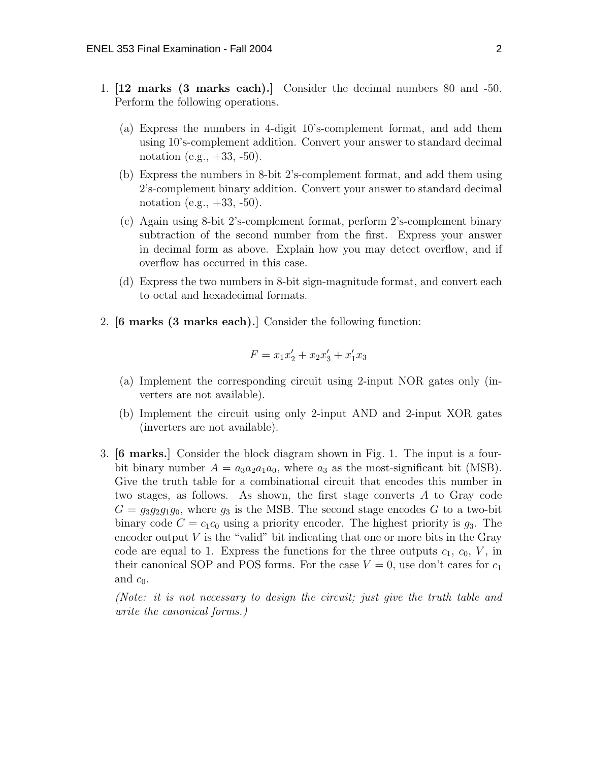1. **[12 marks (3 marks each).]** Consider the decimal numbers 80 and -50. Perform the following operations.

   (a) Express the numbers in 4-digit 10's-complement format, and add them using 10's-complement addition. Convert your answer to standard decimal notation (e.g., +33, -50).

   (b) Express the numbers in 8-bit 2's-complement format, and add them using 2's-complement binary addition. Convert your answer to standard decimal notation (e.g., +33, -50).

   (c) Again using 8-bit 2's-complement format, perform 2's-complement binary subtraction of the second number from the first. Express your answer in decimal form as above. Explain how you may detect overflow, and if overflow has occurred in this case.

   (d) Express the two numbers in 8-bit sign-magnitude format, and convert each to octal and hexadecimal formats.

2. **[6 marks (3 marks each).]** Consider the following function:

$$F = x_1x_2' + x_2x_3' + x_1'x_3$$

   (a) Implement the corresponding circuit using 2-input NOR gates only (inverters are not available).

   (b) Implement the circuit using only 2-input AND and 2-input XOR gates (inverters are not available).

3. **[6 marks.]** Consider the block diagram shown in Fig. 1. The input is a four-bit binary number $A = a_3a_2a_1a_0$, where $a_3$ as the most-significant bit (MSB). Give the truth table for a combinational circuit that encodes this number in two stages, as follows. As shown, the first stage converts $A$ to Gray code $G = g_3g_2g_1g_0$, where $g_3$ is the MSB. The second stage encodes $G$ to a two-bit binary code $C = c_1c_0$ using a priority encoder. The highest priority is $g_3$. The encoder output $V$ is the "valid" bit indicating that one or more bits in the Gray code are equal to 1. Express the functions for the three outputs $c_1$, $c_0$, $V$, in their canonical SOP and POS forms. For the case $V = 0$, use don't cares for $c_1$ and $c_0$.

   *(Note: it is not necessary to design the circuit; just give the truth table and write the canonical forms.)*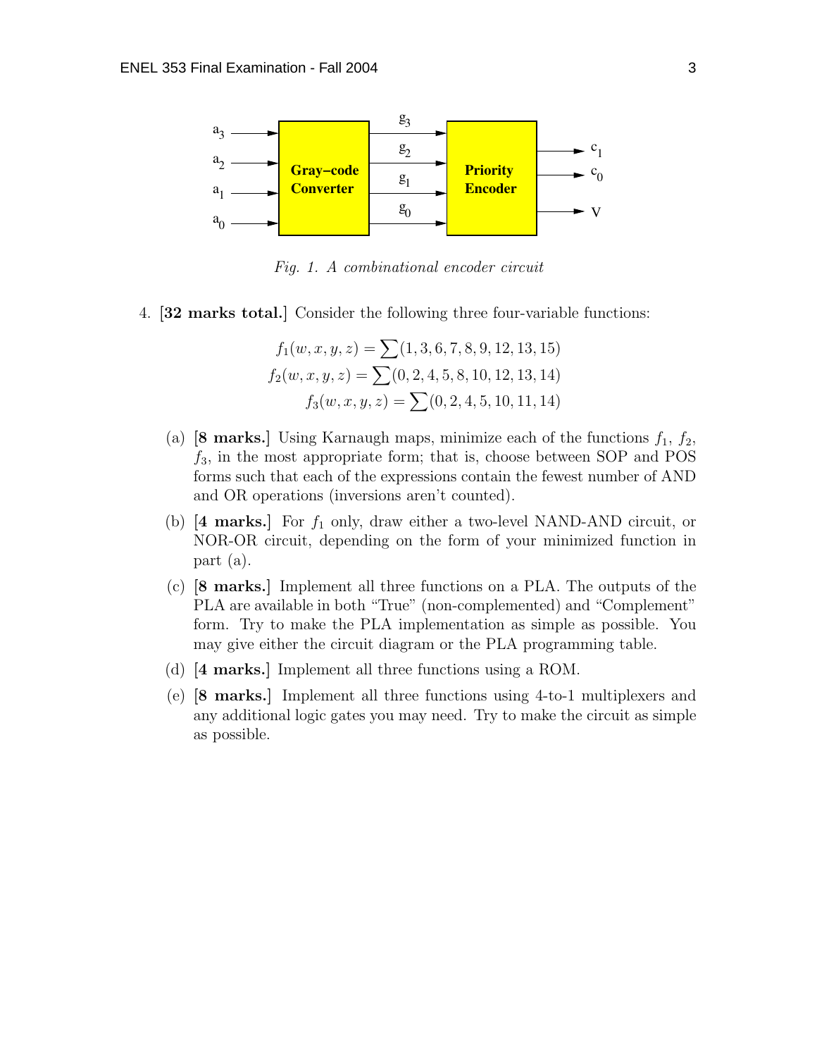*Fig. 1. A combinational encoder circuit*

4. **[32 marks total.]** Consider the following three four-variable functions:

$$f_1(w, x, y, z) = \sum(1, 3, 6, 7, 8, 9, 12, 13, 15)$$
$$f_2(w, x, y, z) = \sum(0, 2, 4, 5, 8, 10, 12, 13, 14)$$
$$f_3(w, x, y, z) = \sum(0, 2, 4, 5, 10, 11, 14)$$

   (a) **[8 marks.]** Using Karnaugh maps, minimize each of the functions $f_1$, $f_2$, $f_3$, in the most appropriate form; that is, choose between SOP and POS forms such that each of the expressions contain the fewest number of AND and OR operations (inversions aren't counted).

   (b) **[4 marks.]** For $f_1$ only, draw either a two-level NAND-AND circuit, or NOR-OR circuit, depending on the form of your minimized function in part (a).

   (c) **[8 marks.]** Implement all three functions on a PLA. The outputs of the PLA are available in both "True" (non-complemented) and "Complement" form. Try to make the PLA implementation as simple as possible. You may give either the circuit diagram or the PLA programming table.

   (d) **[4 marks.]** Implement all three functions using a ROM.

   (e) **[8 marks.]** Implement all three functions using 4-to-1 multiplexers and any additional logic gates you may need. Try to make the circuit as simple as possible.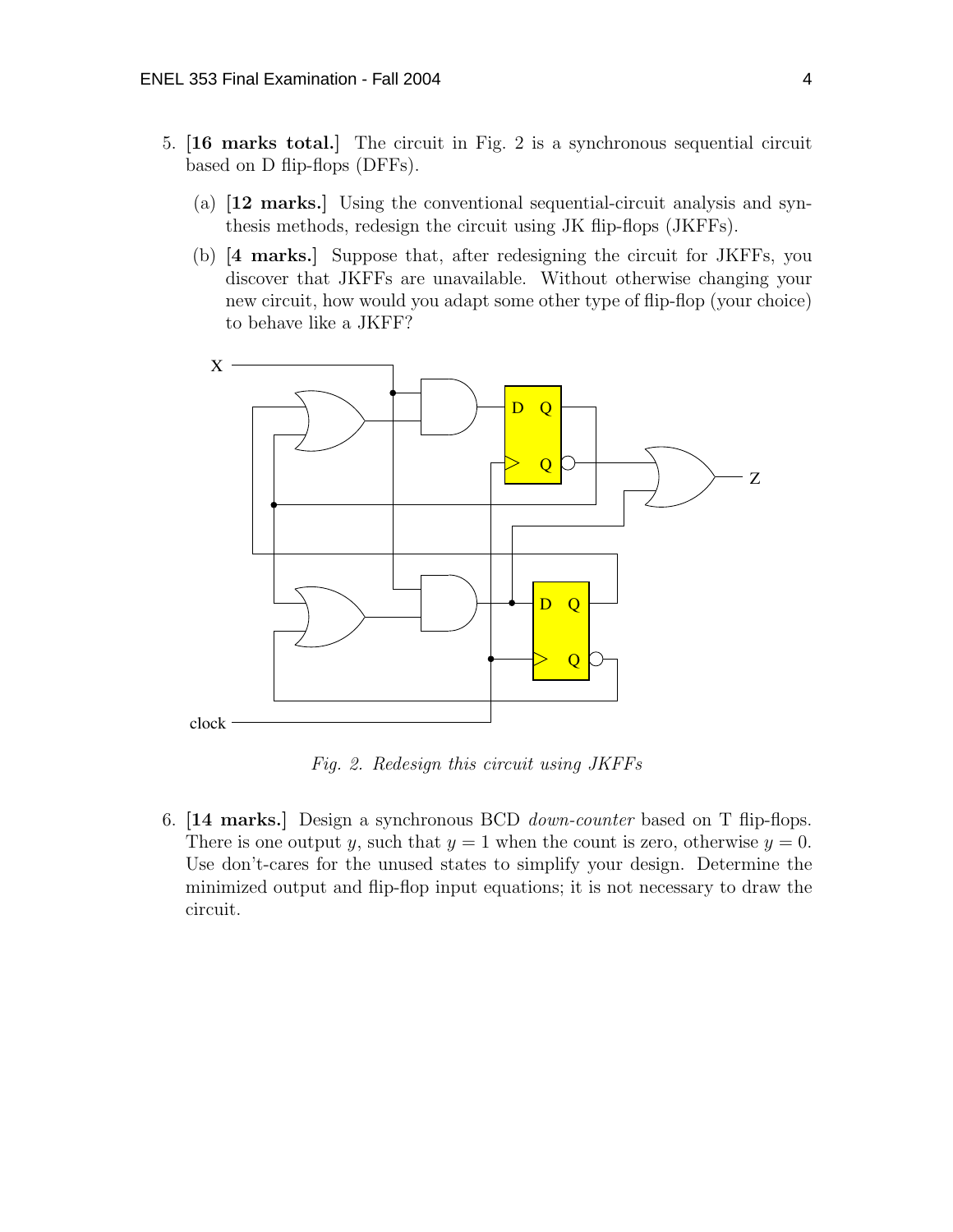5. **[16 marks total.]** The circuit in Fig. 2 is a synchronous sequential circuit based on D flip-flops (DFFs).

   (a) **[12 marks.]** Using the conventional sequential-circuit analysis and synthesis methods, redesign the circuit using JK flip-flops (JKFFs).

   (b) **[4 marks.]** Suppose that, after redesigning the circuit for JKFFs, you discover that JKFFs are unavailable. Without otherwise changing your new circuit, how would you adapt some other type of flip-flop (your choice) to behave like a JKFF?

*Fig. 2. Redesign this circuit using JKFFs*

6. **[14 marks.]** Design a synchronous BCD *down-counter* based on T flip-flops. There is one output $y$, such that $y = 1$ when the count is zero, otherwise $y = 0$. Use don't-cares for the unused states to simplify your design. Determine the minimized output and flip-flop input equations; it is not necessary to draw the circuit.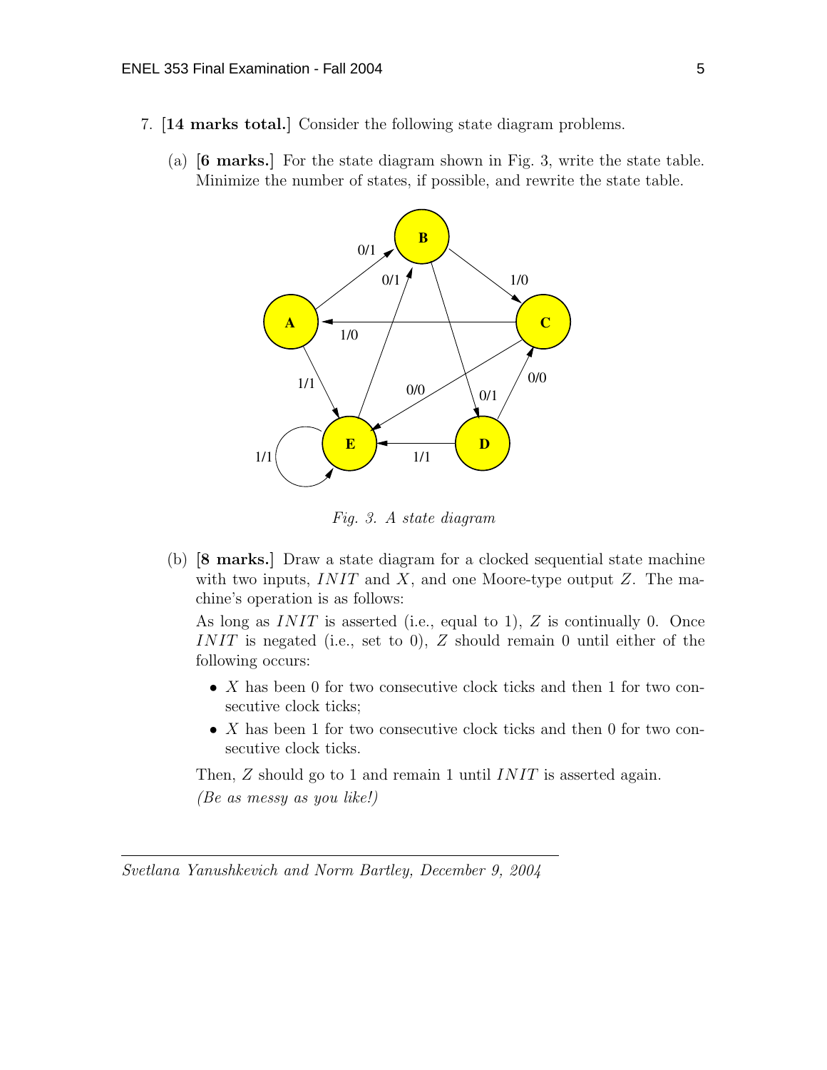7. **[14 marks total.]** Consider the following state diagram problems.

   (a) **[6 marks.]** For the state diagram shown in Fig. 3, write the state table. Minimize the number of states, if possible, and rewrite the state table.

   A

   B

   C

   D

   E

   0/1

   0/1

   1/0

   1/0

   1/1

   0/0

   0/1

   0/0

   1/1

   1/1

   *Fig. 3. A state diagram*

   (b) **[8 marks.]** Draw a state diagram for a clocked sequential state machine with two inputs, $INIT$ and $X$, and one Moore-type output $Z$. The machine's operation is as follows:

   As long as $INIT$ is asserted (i.e., equal to 1), $Z$ is continually 0. Once $INIT$ is negated (i.e., set to 0), $Z$ should remain 0 until either of the following occurs:

   - $X$ has been 0 for two consecutive clock ticks and then 1 for two consecutive clock ticks;
   - $X$ has been 1 for two consecutive clock ticks and then 0 for two consecutive clock ticks.

   Then, $Z$ should go to 1 and remain 1 until $INIT$ is asserted again.

   *(Be as messy as you like!)*

*Svetlana Yanushkevich and Norm Bartley, December 9, 2004*